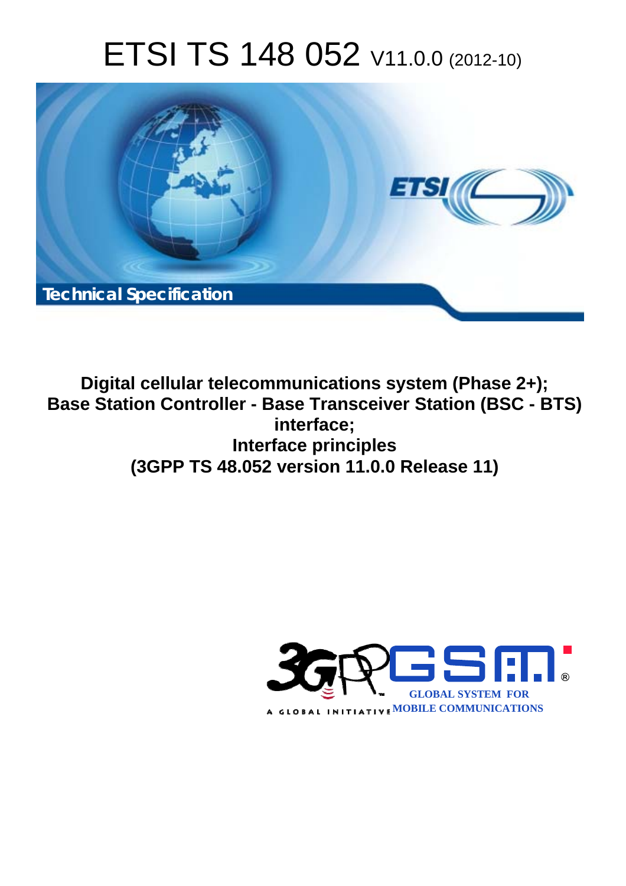# ETSI TS 148 052 V11.0.0 (2012-10)

Technical Specification

**Digital cellular telecommunications system (Phase 2+); Base Station Controller - Base Transceiver Station (BSC - BTS) interface; Interface principles (3GPP TS 48.052 version 11.0.0 Release 11)**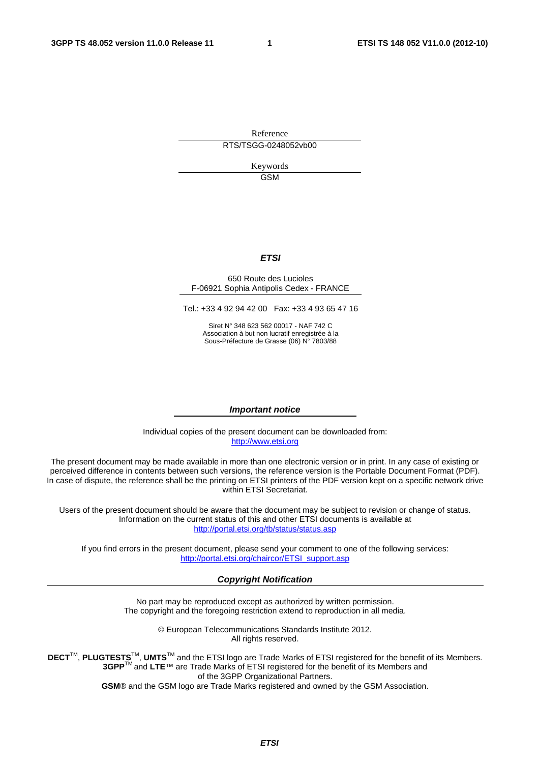Reference

RTS/TSGG-0248052vb00

Keywords

GSM

***ETSI***

650 Route des Lucioles
F-06921 Sophia Antipolis Cedex - FRANCE

Tel.: +33 4 92 94 42 00 Fax: +33 4 93 65 47 16

Siret N° 348 623 562 00017 - NAF 742 C
Association à but non lucratif enregistrée à la
Sous-Préfecture de Grasse (06) N° 7803/88

***Important notice***

Individual copies of the present document can be downloaded from:
http://www.etsi.org

The present document may be made available in more than one electronic version or in print. In any case of existing or perceived difference in contents between such versions, the reference version is the Portable Document Format (PDF). In case of dispute, the reference shall be the printing on ETSI printers of the PDF version kept on a specific network drive within ETSI Secretariat.

Users of the present document should be aware that the document may be subject to revision or change of status. Information on the current status of this and other ETSI documents is available at
http://portal.etsi.org/tb/status/status.asp

If you find errors in the present document, please send your comment to one of the following services:
http://portal.etsi.org/chaircor/ETSI_support.asp

***Copyright Notification***

No part may be reproduced except as authorized by written permission.
The copyright and the foregoing restriction extend to reproduction in all media.

© European Telecommunications Standards Institute 2012.
All rights reserved.

**DECT**™, **PLUGTESTS**™, **UMTS**™ and the ETSI logo are Trade Marks of ETSI registered for the benefit of its Members.
**3GPP**™ and **LTE**™ are Trade Marks of ETSI registered for the benefit of its Members and of the 3GPP Organizational Partners.
**GSM**® and the GSM logo are Trade Marks registered and owned by the GSM Association.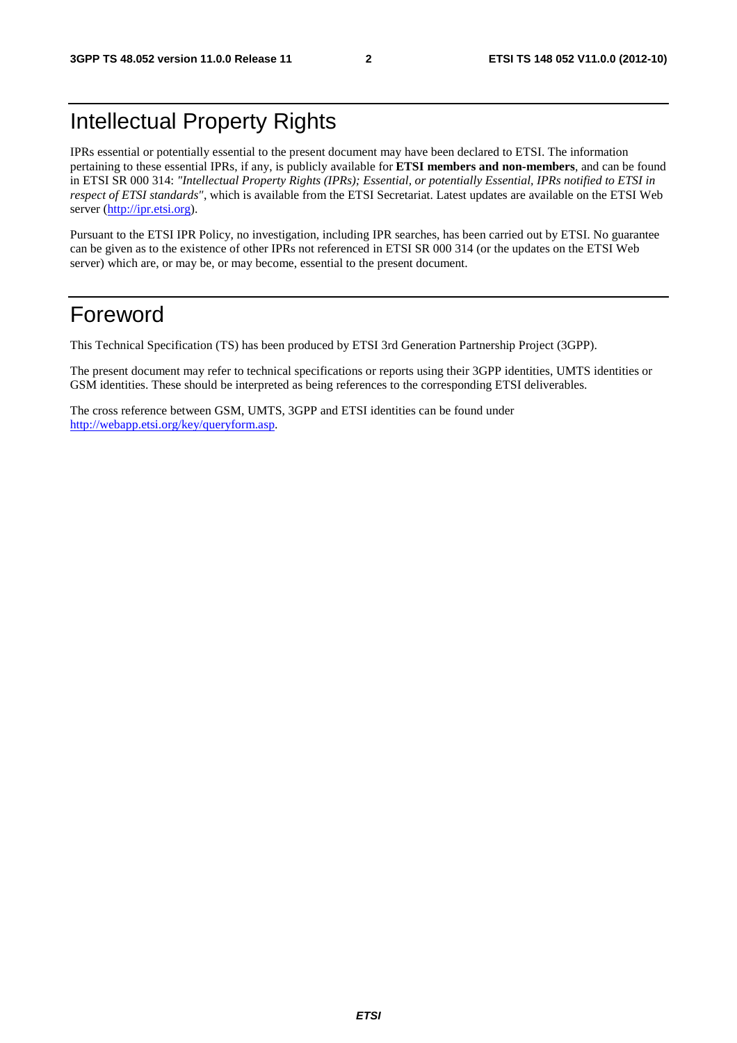# Intellectual Property Rights

IPRs essential or potentially essential to the present document may have been declared to ETSI. The information pertaining to these essential IPRs, if any, is publicly available for **ETSI members and non-members**, and can be found in ETSI SR 000 314: *"Intellectual Property Rights (IPRs); Essential, or potentially Essential, IPRs notified to ETSI in respect of ETSI standards"*, which is available from the ETSI Secretariat. Latest updates are available on the ETSI Web server (http://ipr.etsi.org).

Pursuant to the ETSI IPR Policy, no investigation, including IPR searches, has been carried out by ETSI. No guarantee can be given as to the existence of other IPRs not referenced in ETSI SR 000 314 (or the updates on the ETSI Web server) which are, or may be, or may become, essential to the present document.

# Foreword

This Technical Specification (TS) has been produced by ETSI 3rd Generation Partnership Project (3GPP).

The present document may refer to technical specifications or reports using their 3GPP identities, UMTS identities or GSM identities. These should be interpreted as being references to the corresponding ETSI deliverables.

The cross reference between GSM, UMTS, 3GPP and ETSI identities can be found under http://webapp.etsi.org/key/queryform.asp.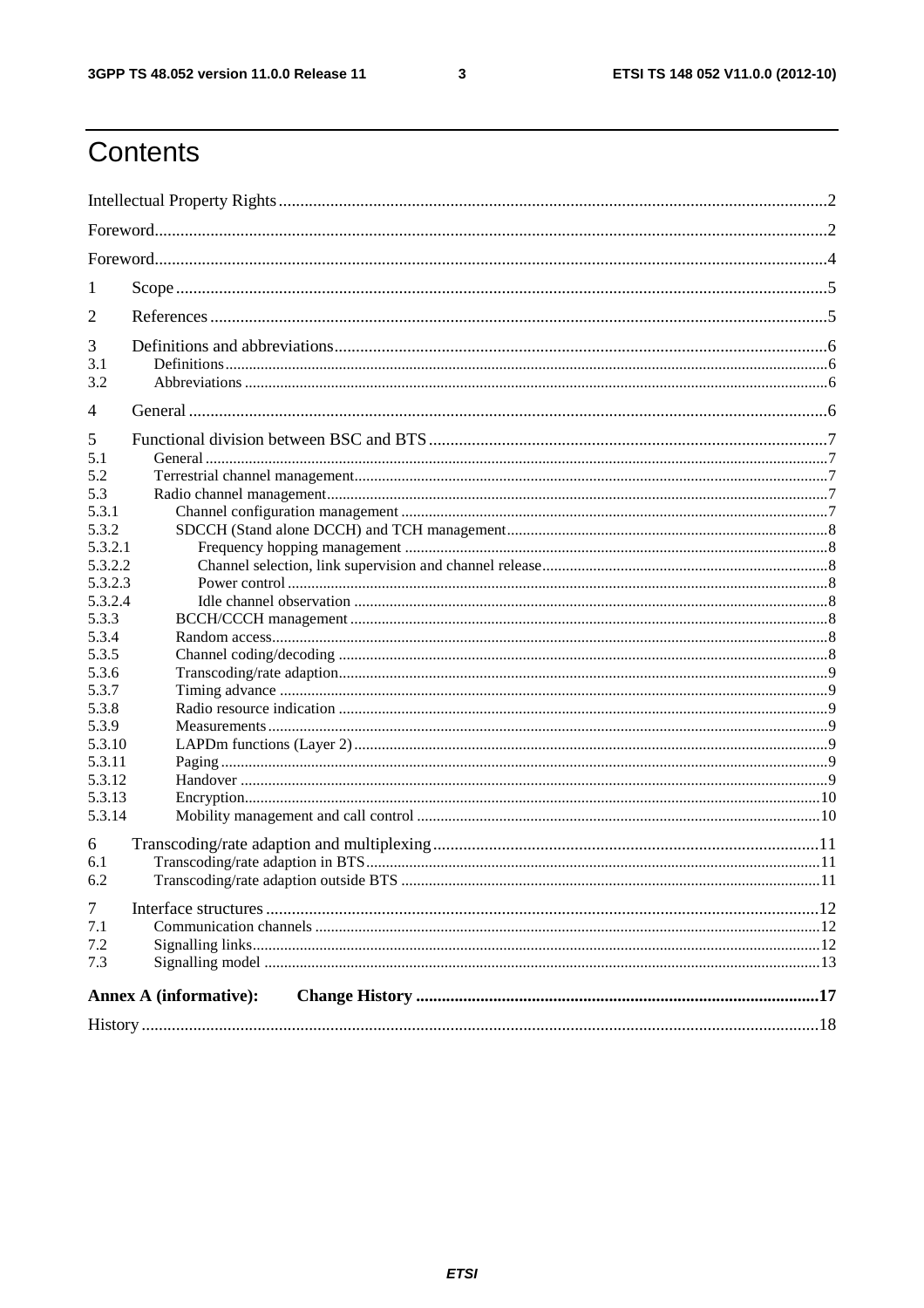# Contents

Intellectual Property Rights ..... 2
Foreword ..... 2
Foreword ..... 4
1 Scope ..... 5
2 References ..... 5
3 Definitions and abbreviations ..... 6
3.1 Definitions ..... 6
3.2 Abbreviations ..... 6
4 General ..... 6
5 Functional division between BSC and BTS ..... 7
5.1 General ..... 7
5.2 Terrestrial channel management ..... 7
5.3 Radio channel management ..... 7
5.3.1 Channel configuration management ..... 7
5.3.2 SDCCH (Stand alone DCCH) and TCH management ..... 8
5.3.2.1 Frequency hopping management ..... 8
5.3.2.2 Channel selection, link supervision and channel release ..... 8
5.3.2.3 Power control ..... 8
5.3.2.4 Idle channel observation ..... 8
5.3.3 BCCH/CCCH management ..... 8
5.3.4 Random access ..... 8
5.3.5 Channel coding/decoding ..... 8
5.3.6 Transcoding/rate adaption ..... 9
5.3.7 Timing advance ..... 9
5.3.8 Radio resource indication ..... 9
5.3.9 Measurements ..... 9
5.3.10 LAPDm functions (Layer 2) ..... 9
5.3.11 Paging ..... 9
5.3.12 Handover ..... 9
5.3.13 Encryption ..... 10
5.3.14 Mobility management and call control ..... 10
6 Transcoding/rate adaption and multiplexing ..... 11
6.1 Transcoding/rate adaption in BTS ..... 11
6.2 Transcoding/rate adaption outside BTS ..... 11
7 Interface structures ..... 12
7.1 Communication channels ..... 12
7.2 Signalling links ..... 12
7.3 Signalling model ..... 13
**Annex A (informative): Change History ..... 17**
History ..... 18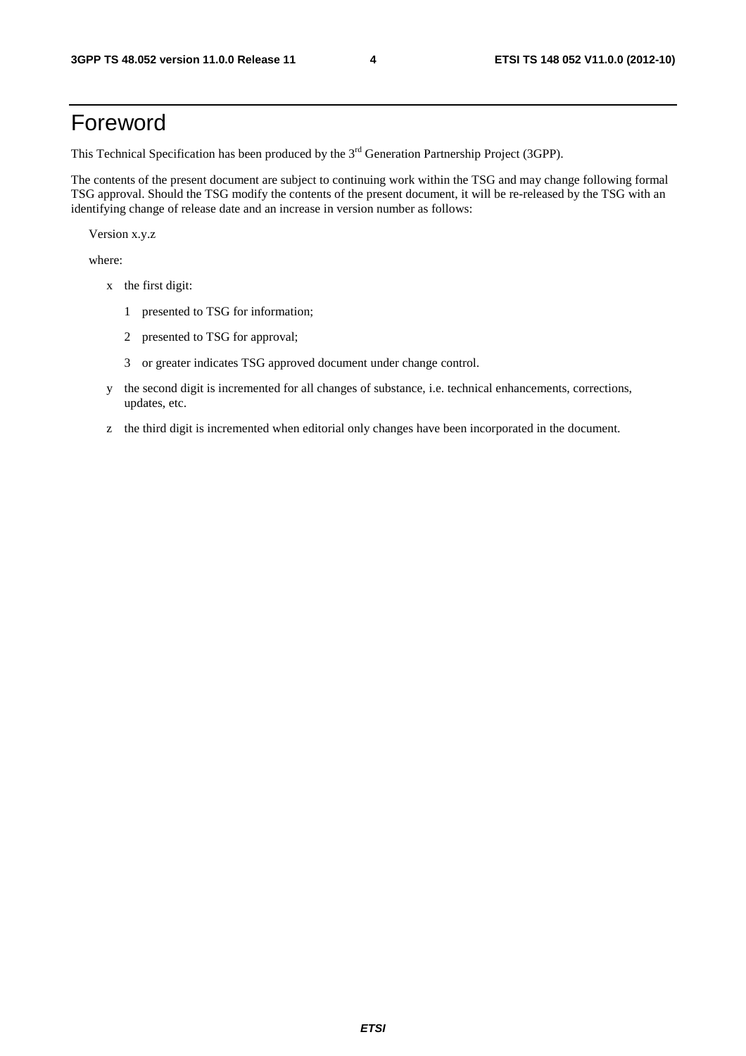# Foreword

This Technical Specification has been produced by the 3rd Generation Partnership Project (3GPP).

The contents of the present document are subject to continuing work within the TSG and may change following formal TSG approval. Should the TSG modify the contents of the present document, it will be re-released by the TSG with an identifying change of release date and an increase in version number as follows:

Version x.y.z

where:

- x the first digit:
  - 1 presented to TSG for information;
  - 2 presented to TSG for approval;
  - 3 or greater indicates TSG approved document under change control.
- y the second digit is incremented for all changes of substance, i.e. technical enhancements, corrections, updates, etc.
- z the third digit is incremented when editorial only changes have been incorporated in the document.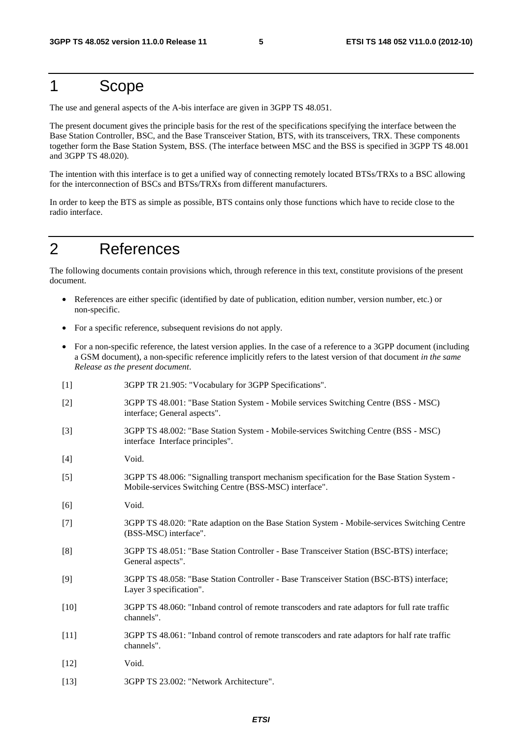# 1 Scope

The use and general aspects of the A-bis interface are given in 3GPP TS 48.051.

The present document gives the principle basis for the rest of the specifications specifying the interface between the Base Station Controller, BSC, and the Base Transceiver Station, BTS, with its transceivers, TRX. These components together form the Base Station System, BSS. (The interface between MSC and the BSS is specified in 3GPP TS 48.001 and 3GPP TS 48.020).

The intention with this interface is to get a unified way of connecting remotely located BTSs/TRXs to a BSC allowing for the interconnection of BSCs and BTSs/TRXs from different manufacturers.

In order to keep the BTS as simple as possible, BTS contains only those functions which have to recide close to the radio interface.

# 2 References

The following documents contain provisions which, through reference in this text, constitute provisions of the present document.

- References are either specific (identified by date of publication, edition number, version number, etc.) or non-specific.
- For a specific reference, subsequent revisions do not apply.
- For a non-specific reference, the latest version applies. In the case of a reference to a 3GPP document (including a GSM document), a non-specific reference implicitly refers to the latest version of that document *in the same Release as the present document*.

[1] 3GPP TR 21.905: "Vocabulary for 3GPP Specifications".

[2] 3GPP TS 48.001: "Base Station System - Mobile services Switching Centre (BSS - MSC) interface; General aspects".

[3] 3GPP TS 48.002: "Base Station System - Mobile-services Switching Centre (BSS - MSC) interface Interface principles".

[4] Void.

[5] 3GPP TS 48.006: "Signalling transport mechanism specification for the Base Station System - Mobile-services Switching Centre (BSS-MSC) interface".

[6] Void.

[7] 3GPP TS 48.020: "Rate adaption on the Base Station System - Mobile-services Switching Centre (BSS-MSC) interface".

[8] 3GPP TS 48.051: "Base Station Controller - Base Transceiver Station (BSC-BTS) interface; General aspects".

[9] 3GPP TS 48.058: "Base Station Controller - Base Transceiver Station (BSC-BTS) interface; Layer 3 specification".

[10] 3GPP TS 48.060: "Inband control of remote transcoders and rate adaptors for full rate traffic channels".

[11] 3GPP TS 48.061: "Inband control of remote transcoders and rate adaptors for half rate traffic channels".

[12] Void.

[13] 3GPP TS 23.002: "Network Architecture".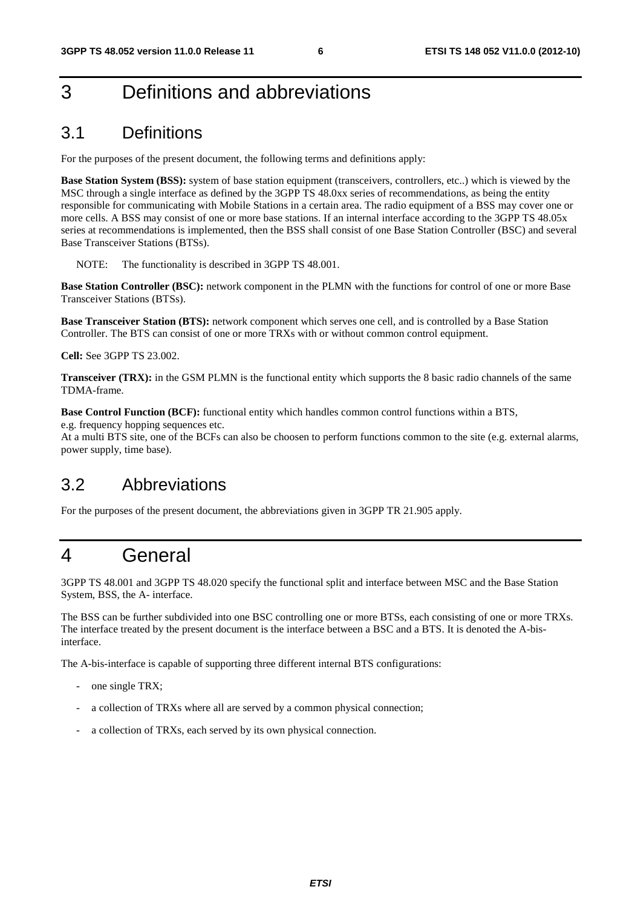# 3 Definitions and abbreviations

## 3.1 Definitions

For the purposes of the present document, the following terms and definitions apply:

**Base Station System (BSS):** system of base station equipment (transceivers, controllers, etc..) which is viewed by the MSC through a single interface as defined by the 3GPP TS 48.0xx series of recommendations, as being the entity responsible for communicating with Mobile Stations in a certain area. The radio equipment of a BSS may cover one or more cells. A BSS may consist of one or more base stations. If an internal interface according to the 3GPP TS 48.05x series at recommendations is implemented, then the BSS shall consist of one Base Station Controller (BSC) and several Base Transceiver Stations (BTSs).

NOTE: The functionality is described in 3GPP TS 48.001.

**Base Station Controller (BSC):** network component in the PLMN with the functions for control of one or more Base Transceiver Stations (BTSs).

**Base Transceiver Station (BTS):** network component which serves one cell, and is controlled by a Base Station Controller. The BTS can consist of one or more TRXs with or without common control equipment.

**Cell:** See 3GPP TS 23.002.

**Transceiver (TRX):** in the GSM PLMN is the functional entity which supports the 8 basic radio channels of the same TDMA-frame.

**Base Control Function (BCF):** functional entity which handles common control functions within a BTS, e.g. frequency hopping sequences etc.
At a multi BTS site, one of the BCFs can also be choosen to perform functions common to the site (e.g. external alarms, power supply, time base).

## 3.2 Abbreviations

For the purposes of the present document, the abbreviations given in 3GPP TR 21.905 apply.

# 4 General

3GPP TS 48.001 and 3GPP TS 48.020 specify the functional split and interface between MSC and the Base Station System, BSS, the A- interface.

The BSS can be further subdivided into one BSC controlling one or more BTSs, each consisting of one or more TRXs. The interface treated by the present document is the interface between a BSC and a BTS. It is denoted the A-bis-interface.

The A-bis-interface is capable of supporting three different internal BTS configurations:

- one single TRX;
- a collection of TRXs where all are served by a common physical connection;
- a collection of TRXs, each served by its own physical connection.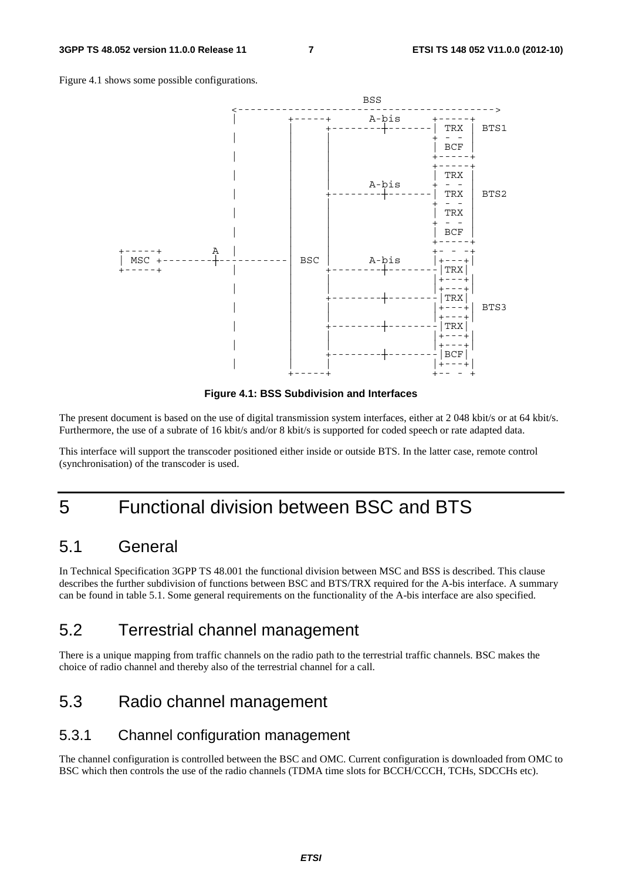Figure 4.1 shows some possible configurations.

```
                                  BSS
                <----------------------------------------->
                |        +-----+      A-bis     +-----+
                |        |     +--------+-------| TRX |  BTS1
                |        |     |                + - -
                |        |     |                | BCF |
                |        |     |                +-----+
                |        |     |                +-----+
                |        |     |                | TRX |
                |        |     |      A-bis     + - -
                |        |     +--------+-------| TRX |  BTS2
                |        |     |                + - -
                |        |     |                | TRX |
                |        |     |                + - -
                |        |     |                | BCF |
+-----+     A   |        |     |                +-----+
| MSC +---------+--------- BSC |      A-bis     +- - -+
+-----+         |        |     +--------+-------|+---+|
                |        |     |                 |TRX|
                |        |     |                 |+---+|
                |        |     |                 |+---+|
                |        |     +--------+--------|TRX|
                |        |     |                 |+---+|  BTS3
                |        |     |                 |+---+|
                |        |     +--------+--------|TRX|
                |        |     |                 |+---+|
                |        |     |                 |+---+|
                |        |     +--------+--------|BCF|
                |        |     |                 |+---+|
                |        +-----+                +-- - +
```

**Figure 4.1: BSS Subdivision and Interfaces**

The present document is based on the use of digital transmission system interfaces, either at 2 048 kbit/s or at 64 kbit/s. Furthermore, the use of a subrate of 16 kbit/s and/or 8 kbit/s is supported for coded speech or rate adapted data.

This interface will support the transcoder positioned either inside or outside BTS. In the latter case, remote control (synchronisation) of the transcoder is used.

# 5 Functional division between BSC and BTS

## 5.1 General

In Technical Specification 3GPP TS 48.001 the functional division between MSC and BSS is described. This clause describes the further subdivision of functions between BSC and BTS/TRX required for the A-bis interface. A summary can be found in table 5.1. Some general requirements on the functionality of the A-bis interface are also specified.

## 5.2 Terrestrial channel management

There is a unique mapping from traffic channels on the radio path to the terrestrial traffic channels. BSC makes the choice of radio channel and thereby also of the terrestrial channel for a call.

## 5.3 Radio channel management

### 5.3.1 Channel configuration management

The channel configuration is controlled between the BSC and OMC. Current configuration is downloaded from OMC to BSC which then controls the use of the radio channels (TDMA time slots for BCCH/CCCH, TCHs, SDCCHs etc).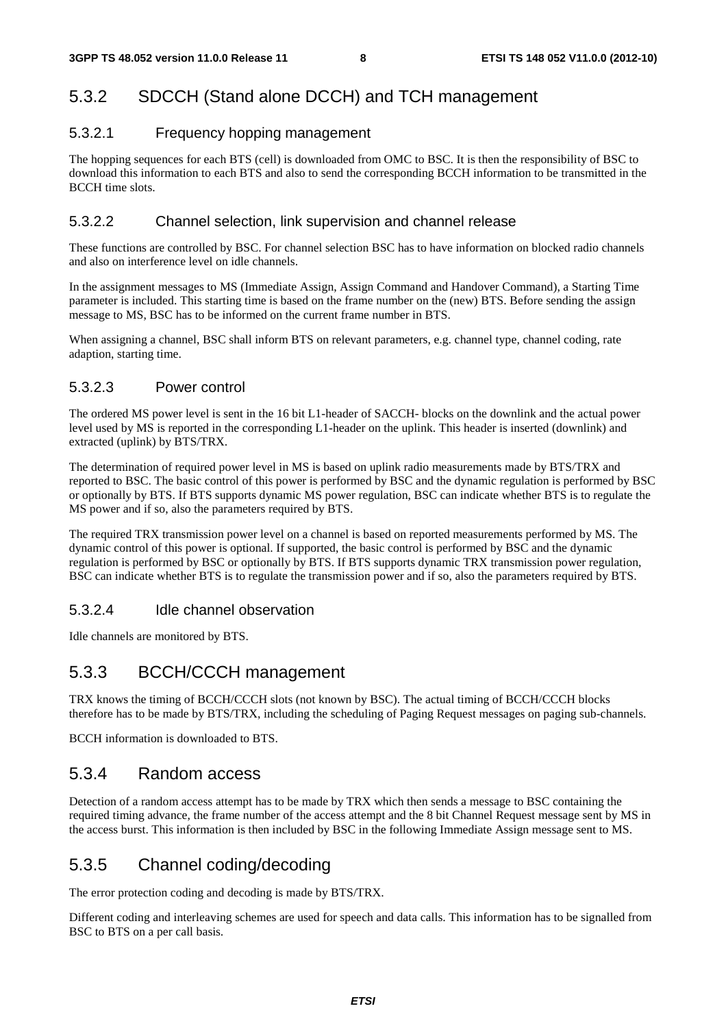### 5.3.2 SDCCH (Stand alone DCCH) and TCH management

#### 5.3.2.1 Frequency hopping management

The hopping sequences for each BTS (cell) is downloaded from OMC to BSC. It is then the responsibility of BSC to download this information to each BTS and also to send the corresponding BCCH information to be transmitted in the BCCH time slots.

#### 5.3.2.2 Channel selection, link supervision and channel release

These functions are controlled by BSC. For channel selection BSC has to have information on blocked radio channels and also on interference level on idle channels.

In the assignment messages to MS (Immediate Assign, Assign Command and Handover Command), a Starting Time parameter is included. This starting time is based on the frame number on the (new) BTS. Before sending the assign message to MS, BSC has to be informed on the current frame number in BTS.

When assigning a channel, BSC shall inform BTS on relevant parameters, e.g. channel type, channel coding, rate adaption, starting time.

#### 5.3.2.3 Power control

The ordered MS power level is sent in the 16 bit L1-header of SACCH- blocks on the downlink and the actual power level used by MS is reported in the corresponding L1-header on the uplink. This header is inserted (downlink) and extracted (uplink) by BTS/TRX.

The determination of required power level in MS is based on uplink radio measurements made by BTS/TRX and reported to BSC. The basic control of this power is performed by BSC and the dynamic regulation is performed by BSC or optionally by BTS. If BTS supports dynamic MS power regulation, BSC can indicate whether BTS is to regulate the MS power and if so, also the parameters required by BTS.

The required TRX transmission power level on a channel is based on reported measurements performed by MS. The dynamic control of this power is optional. If supported, the basic control is performed by BSC and the dynamic regulation is performed by BSC or optionally by BTS. If BTS supports dynamic TRX transmission power regulation, BSC can indicate whether BTS is to regulate the transmission power and if so, also the parameters required by BTS.

#### 5.3.2.4 Idle channel observation

Idle channels are monitored by BTS.

### 5.3.3 BCCH/CCCH management

TRX knows the timing of BCCH/CCCH slots (not known by BSC). The actual timing of BCCH/CCCH blocks therefore has to be made by BTS/TRX, including the scheduling of Paging Request messages on paging sub-channels.

BCCH information is downloaded to BTS.

### 5.3.4 Random access

Detection of a random access attempt has to be made by TRX which then sends a message to BSC containing the required timing advance, the frame number of the access attempt and the 8 bit Channel Request message sent by MS in the access burst. This information is then included by BSC in the following Immediate Assign message sent to MS.

### 5.3.5 Channel coding/decoding

The error protection coding and decoding is made by BTS/TRX.

Different coding and interleaving schemes are used for speech and data calls. This information has to be signalled from BSC to BTS on a per call basis.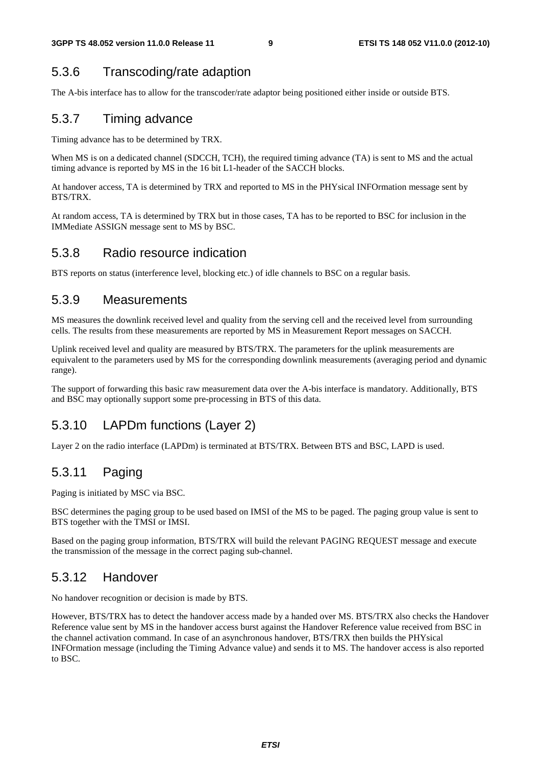### 5.3.6 Transcoding/rate adaption

The A-bis interface has to allow for the transcoder/rate adaptor being positioned either inside or outside BTS.

### 5.3.7 Timing advance

Timing advance has to be determined by TRX.

When MS is on a dedicated channel (SDCCH, TCH), the required timing advance (TA) is sent to MS and the actual timing advance is reported by MS in the 16 bit L1-header of the SACCH blocks.

At handover access, TA is determined by TRX and reported to MS in the PHYsical INFOrmation message sent by BTS/TRX.

At random access, TA is determined by TRX but in those cases, TA has to be reported to BSC for inclusion in the IMMediate ASSIGN message sent to MS by BSC.

### 5.3.8 Radio resource indication

BTS reports on status (interference level, blocking etc.) of idle channels to BSC on a regular basis.

### 5.3.9 Measurements

MS measures the downlink received level and quality from the serving cell and the received level from surrounding cells. The results from these measurements are reported by MS in Measurement Report messages on SACCH.

Uplink received level and quality are measured by BTS/TRX. The parameters for the uplink measurements are equivalent to the parameters used by MS for the corresponding downlink measurements (averaging period and dynamic range).

The support of forwarding this basic raw measurement data over the A-bis interface is mandatory. Additionally, BTS and BSC may optionally support some pre-processing in BTS of this data.

### 5.3.10 LAPDm functions (Layer 2)

Layer 2 on the radio interface (LAPDm) is terminated at BTS/TRX. Between BTS and BSC, LAPD is used.

### 5.3.11 Paging

Paging is initiated by MSC via BSC.

BSC determines the paging group to be used based on IMSI of the MS to be paged. The paging group value is sent to BTS together with the TMSI or IMSI.

Based on the paging group information, BTS/TRX will build the relevant PAGING REQUEST message and execute the transmission of the message in the correct paging sub-channel.

### 5.3.12 Handover

No handover recognition or decision is made by BTS.

However, BTS/TRX has to detect the handover access made by a handed over MS. BTS/TRX also checks the Handover Reference value sent by MS in the handover access burst against the Handover Reference value received from BSC in the channel activation command. In case of an asynchronous handover, BTS/TRX then builds the PHYsical INFOrmation message (including the Timing Advance value) and sends it to MS. The handover access is also reported to BSC.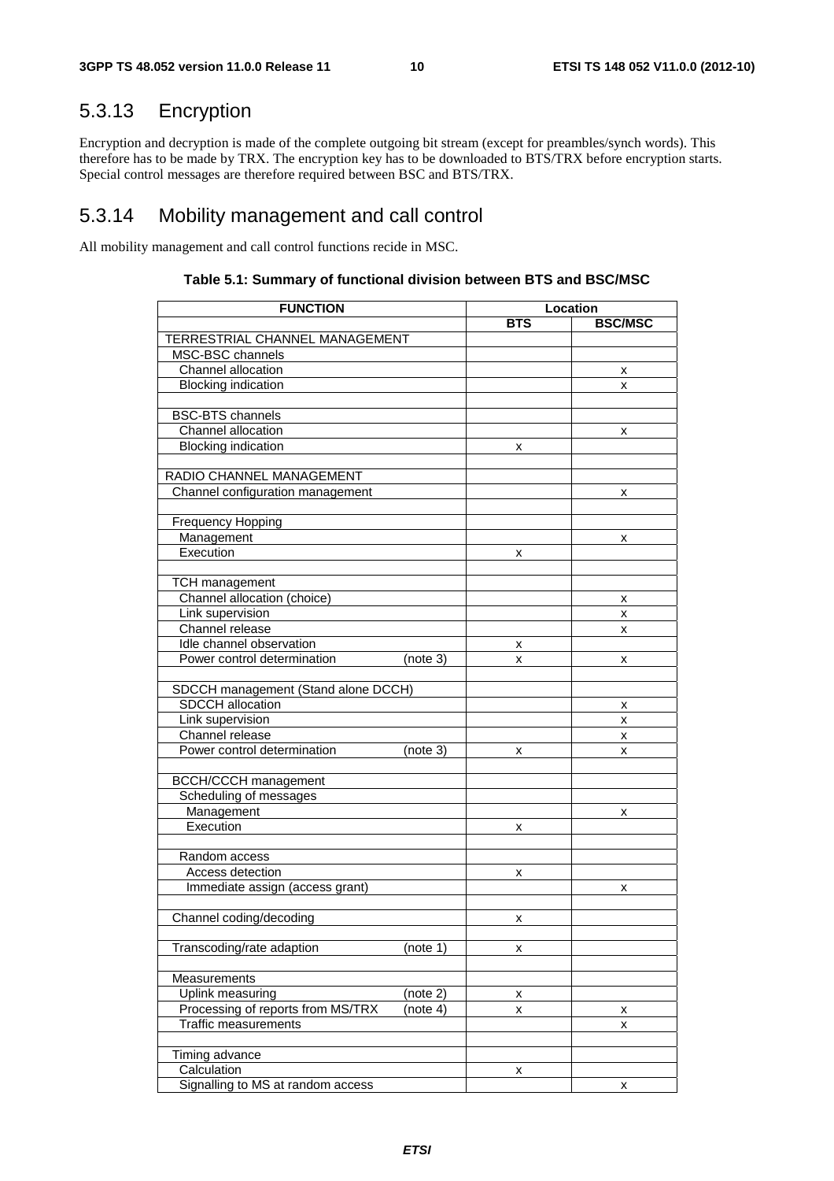## 5.3.13 Encryption

Encryption and decryption is made of the complete outgoing bit stream (except for preambles/synch words). This therefore has to be made by TRX. The encryption key has to be downloaded to BTS/TRX before encryption starts. Special control messages are therefore required between BSC and BTS/TRX.

## 5.3.14 Mobility management and call control

All mobility management and call control functions recide in MSC.

**Table 5.1: Summary of functional division between BTS and BSC/MSC**

| FUNCTION | Location | |
|---|---|---|
| | BTS | BSC/MSC |
| TERRESTRIAL CHANNEL MANAGEMENT | | |
| MSC-BSC channels | | |
| Channel allocation | | x |
| Blocking indication | | x |
| | | |
| BSC-BTS channels | | |
| Channel allocation | | x |
| Blocking indication | x | |
| | | |
| RADIO CHANNEL MANAGEMENT | | |
| Channel configuration management | | x |
| | | |
| Frequency Hopping | | |
| Management | | x |
| Execution | x | |
| | | |
| TCH management | | |
| Channel allocation (choice) | | x |
| Link supervision | | x |
| Channel release | | x |
| Idle channel observation | x | |
| Power control determination (note 3) | x | x |
| | | |
| SDCCH management (Stand alone DCCH) | | |
| SDCCH allocation | | x |
| Link supervision | | x |
| Channel release | | x |
| Power control determination (note 3) | x | x |
| | | |
| BCCH/CCCH management | | |
| Scheduling of messages | | |
| Management | | x |
| Execution | x | |
| | | |
| Random access | | |
| Access detection | x | |
| Immediate assign (access grant) | | x |
| | | |
| Channel coding/decoding | x | |
| | | |
| Transcoding/rate adaption (note 1) | x | |
| | | |
| Measurements | | |
| Uplink measuring (note 2) | x | |
| Processing of reports from MS/TRX (note 4) | x | x |
| Traffic measurements | | x |
| | | |
| Timing advance | | |
| Calculation | x | |
| Signalling to MS at random access | | x |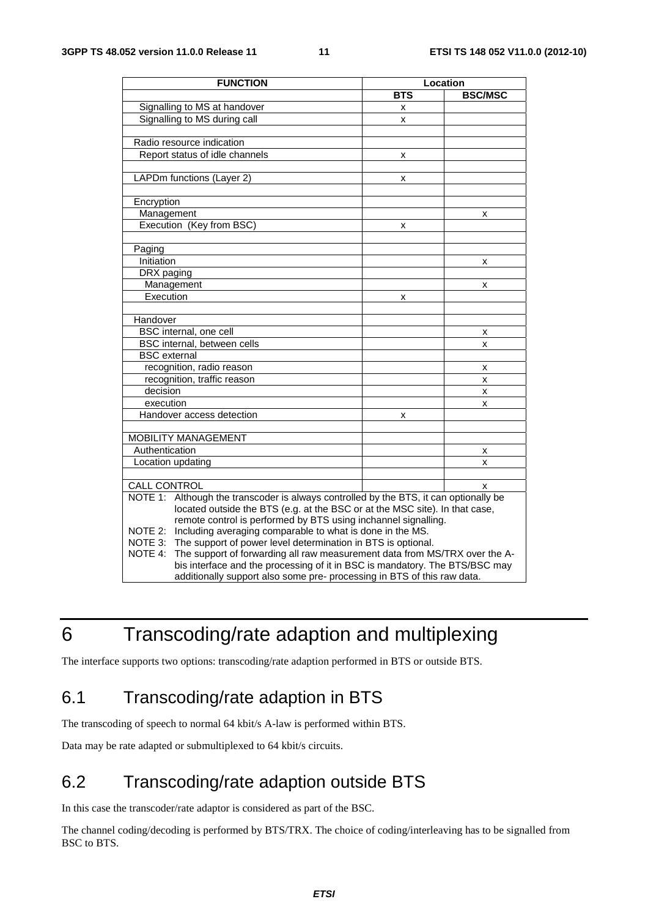| FUNCTION | Location | |
|---|---|---|
| | BTS | BSC/MSC |
| Signalling to MS at handover | x | |
| Signalling to MS during call | x | |
| | | |
| Radio resource indication | | |
| Report status of idle channels | x | |
| | | |
| LAPDm functions (Layer 2) | x | |
| | | |
| Encryption | | |
| Management | | x |
| Execution (Key from BSC) | x | |
| | | |
| Paging | | |
| Initiation | | x |
| DRX paging | | |
| Management | | x |
| Execution | x | |
| | | |
| Handover | | |
| BSC internal, one cell | | x |
| BSC internal, between cells | | x |
| BSC external | | |
| recognition, radio reason | | x |
| recognition, traffic reason | | x |
| decision | | x |
| execution | | x |
| Handover access detection | x | |
| | | |
| MOBILITY MANAGEMENT | | |
| Authentication | | x |
| Location updating | | x |
| | | |
| CALL CONTROL | | x |
| NOTE 1: Although the transcoder is always controlled by the BTS, it can optionally be located outside the BTS (e.g. at the BSC or at the MSC site). In that case, remote control is performed by BTS using inchannel signalling.<br>NOTE 2: Including averaging comparable to what is done in the MS.<br>NOTE 3: The support of power level determination in BTS is optional.<br>NOTE 4: The support of forwarding all raw measurement data from MS/TRX over the A-bis interface and the processing of it in BSC is mandatory. The BTS/BSC may additionally support also some pre- processing in BTS of this raw data. | | |

# 6 Transcoding/rate adaption and multiplexing

The interface supports two options: transcoding/rate adaption performed in BTS or outside BTS.

## 6.1 Transcoding/rate adaption in BTS

The transcoding of speech to normal 64 kbit/s A-law is performed within BTS.

Data may be rate adapted or submultiplexed to 64 kbit/s circuits.

## 6.2 Transcoding/rate adaption outside BTS

In this case the transcoder/rate adaptor is considered as part of the BSC.

The channel coding/decoding is performed by BTS/TRX. The choice of coding/interleaving has to be signalled from BSC to BTS.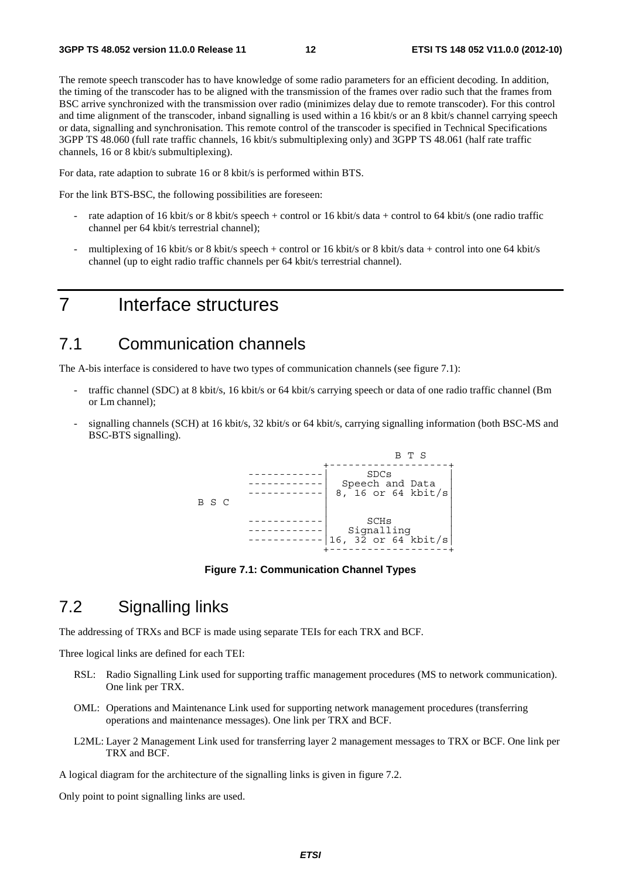The remote speech transcoder has to have knowledge of some radio parameters for an efficient decoding. In addition, the timing of the transcoder has to be aligned with the transmission of the frames over radio such that the frames from BSC arrive synchronized with the transmission over radio (minimizes delay due to remote transcoder). For this control and time alignment of the transcoder, inband signalling is used within a 16 kbit/s or an 8 kbit/s channel carrying speech or data, signalling and synchronisation. This remote control of the transcoder is specified in Technical Specifications 3GPP TS 48.060 (full rate traffic channels, 16 kbit/s submultiplexing only) and 3GPP TS 48.061 (half rate traffic channels, 16 or 8 kbit/s submultiplexing).

For data, rate adaption to subrate 16 or 8 kbit/s is performed within BTS.

For the link BTS-BSC, the following possibilities are foreseen:

- rate adaption of 16 kbit/s or 8 kbit/s speech + control or 16 kbit/s data + control to 64 kbit/s (one radio traffic channel per 64 kbit/s terrestrial channel);
- multiplexing of 16 kbit/s or 8 kbit/s speech + control or 16 kbit/s or 8 kbit/s data + control into one 64 kbit/s channel (up to eight radio traffic channels per 64 kbit/s terrestrial channel).

# 7 Interface structures

## 7.1 Communication channels

The A-bis interface is considered to have two types of communication channels (see figure 7.1):

- traffic channel (SDC) at 8 kbit/s, 16 kbit/s or 64 kbit/s carrying speech or data of one radio traffic channel (Bm or Lm channel);
- signalling channels (SCH) at 16 kbit/s, 32 kbit/s or 64 kbit/s, carrying signalling information (both BSC-MS and BSC-BTS signalling).

```
                                    B T S
                          +-------------------+
              ------------|       SDCs        |
              ------------|  Speech and Data  |
              ------------| 8, 16 or 64 kbit/s|
   B S C                  |                   |
                          |                   |
              ------------|       SCHs        |
              ------------|    Signalling     |
              ------------|16, 32 or 64 kbit/s|
                          +-------------------+
```

**Figure 7.1: Communication Channel Types**

## 7.2 Signalling links

The addressing of TRXs and BCF is made using separate TEIs for each TRX and BCF.

Three logical links are defined for each TEI:

RSL: Radio Signalling Link used for supporting traffic management procedures (MS to network communication). One link per TRX.

OML: Operations and Maintenance Link used for supporting network management procedures (transferring operations and maintenance messages). One link per TRX and BCF.

L2ML: Layer 2 Management Link used for transferring layer 2 management messages to TRX or BCF. One link per TRX and BCF.

A logical diagram for the architecture of the signalling links is given in figure 7.2.

Only point to point signalling links are used.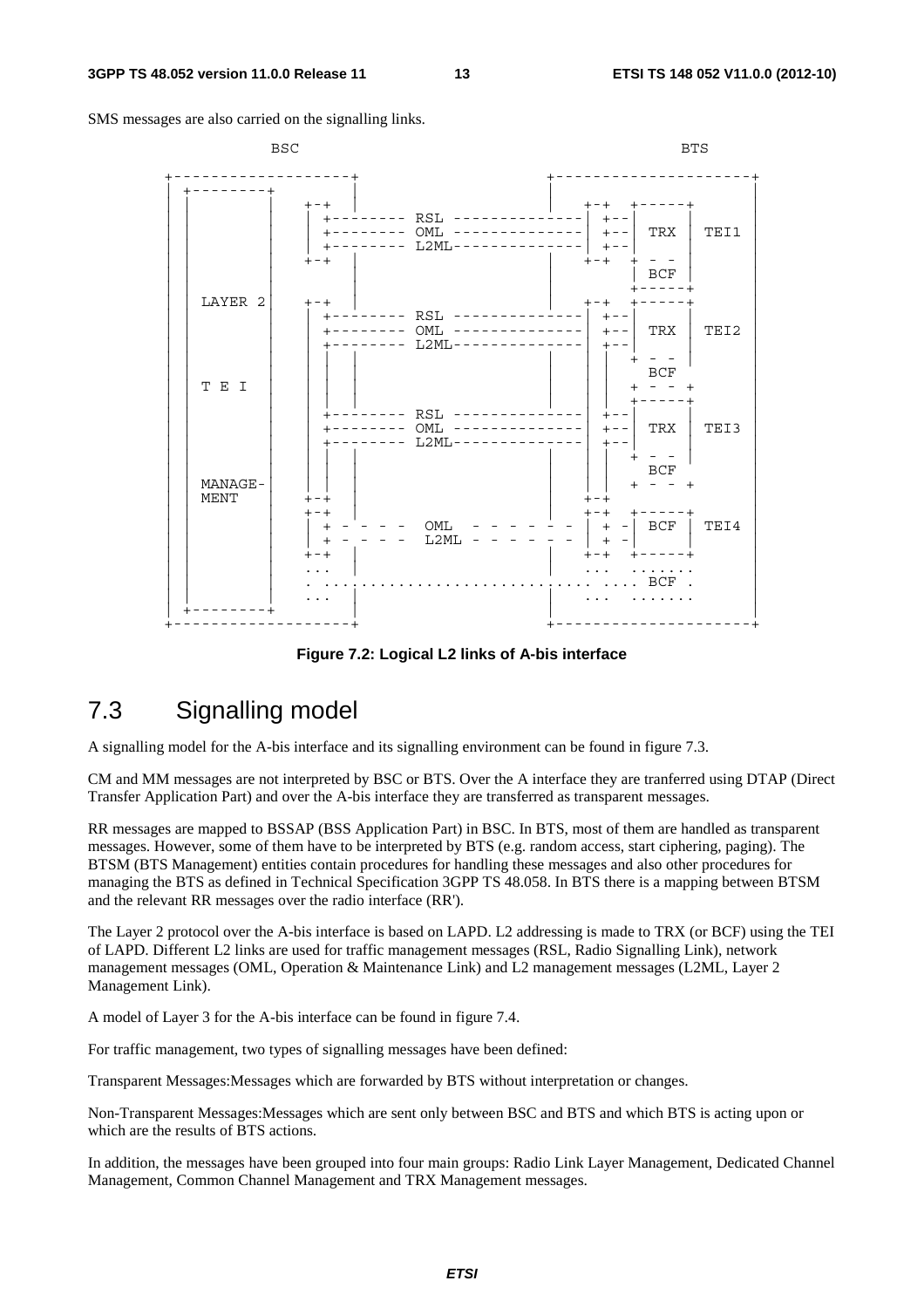SMS messages are also carried on the signalling links.

```
              BSC                                                    BTS

    +-------------------+                          +---------------------+
    | +--------+        |                          |                     |
    | |        |   +-+  |                          |  +-+  +-----+       |
    | |        |   | +-------- RSL --------------|  +--|     |       |
    | |        |   | +-------- OML --------------|  +--| TRX | TEI1  |
    | |        |   | +-------- L2ML--------------|  +--|     |       |
    | |        |   +-+  |                          |  +-+  + - -       |
    | |        |        |                          |       | BCF |     |
    | |        |        |                          |       +-----+     |
    | | LAYER 2|   +-+  |                          |  +-+  +-----+     |
    | |        |   | +-------- RSL --------------|  +--|     |       |
    | |        |   | +-------- OML --------------|  +--| TRX | TEI2  |
    | |        |   | +-------- L2ML--------------|  +--|     |       |
    | |        |   | |  |                          |  | |  + - -       |
    | |        |   | |  |                          |  | |    BCF       |
    | | T E I  |   | |  |                          |  | |  + - - +     |
    | |        |   | |  |                          |  | |  +-----+     |
    | |        |   | +-------- RSL --------------|  +--|     |       |
    | |        |   | +-------- OML --------------|  +--| TRX | TEI3  |
    | |        |   | +-------- L2ML--------------|  +--|     |       |
    | |        |   | |  |                          |  | |  + - -       |
    | |        |   | |  |                          |  | |    BCF       |
    | | MANAGE-|   | |  |                          |  | |  + - - +     |
    | | MENT   |   +-+  |                          |  +-+              |
    | |        |   +-+  |                          |  +-+  +-----+     |
    | |        |   | + - - - -  OML  - - - - - -  | + -| BCF | TEI4  |
    | |        |   | + - - - -  L2ML - - - - - -  | + -|     |       |
    | |        |   +-+  |                          |  +-+  +-----+     |
    | |        |   ...  |                          |  ...  .......     |
    | |        |   . ............................ .... BCF .          |
    | |        |   ...  |                          |  ...  .......     |
    | +--------+        |                          |                     |
    +-------------------+                          +---------------------+
```

**Figure 7.2: Logical L2 links of A-bis interface**

## 7.3 Signalling model

A signalling model for the A-bis interface and its signalling environment can be found in figure 7.3.

CM and MM messages are not interpreted by BSC or BTS. Over the A interface they are tranferred using DTAP (Direct Transfer Application Part) and over the A-bis interface they are transferred as transparent messages.

RR messages are mapped to BSSAP (BSS Application Part) in BSC. In BTS, most of them are handled as transparent messages. However, some of them have to be interpreted by BTS (e.g. random access, start ciphering, paging). The BTSM (BTS Management) entities contain procedures for handling these messages and also other procedures for managing the BTS as defined in Technical Specification 3GPP TS 48.058. In BTS there is a mapping between BTSM and the relevant RR messages over the radio interface (RR').

The Layer 2 protocol over the A-bis interface is based on LAPD. L2 addressing is made to TRX (or BCF) using the TEI of LAPD. Different L2 links are used for traffic management messages (RSL, Radio Signalling Link), network management messages (OML, Operation & Maintenance Link) and L2 management messages (L2ML, Layer 2 Management Link).

A model of Layer 3 for the A-bis interface can be found in figure 7.4.

For traffic management, two types of signalling messages have been defined:

Transparent Messages:Messages which are forwarded by BTS without interpretation or changes.

Non-Transparent Messages:Messages which are sent only between BSC and BTS and which BTS is acting upon or which are the results of BTS actions.

In addition, the messages have been grouped into four main groups: Radio Link Layer Management, Dedicated Channel Management, Common Channel Management and TRX Management messages.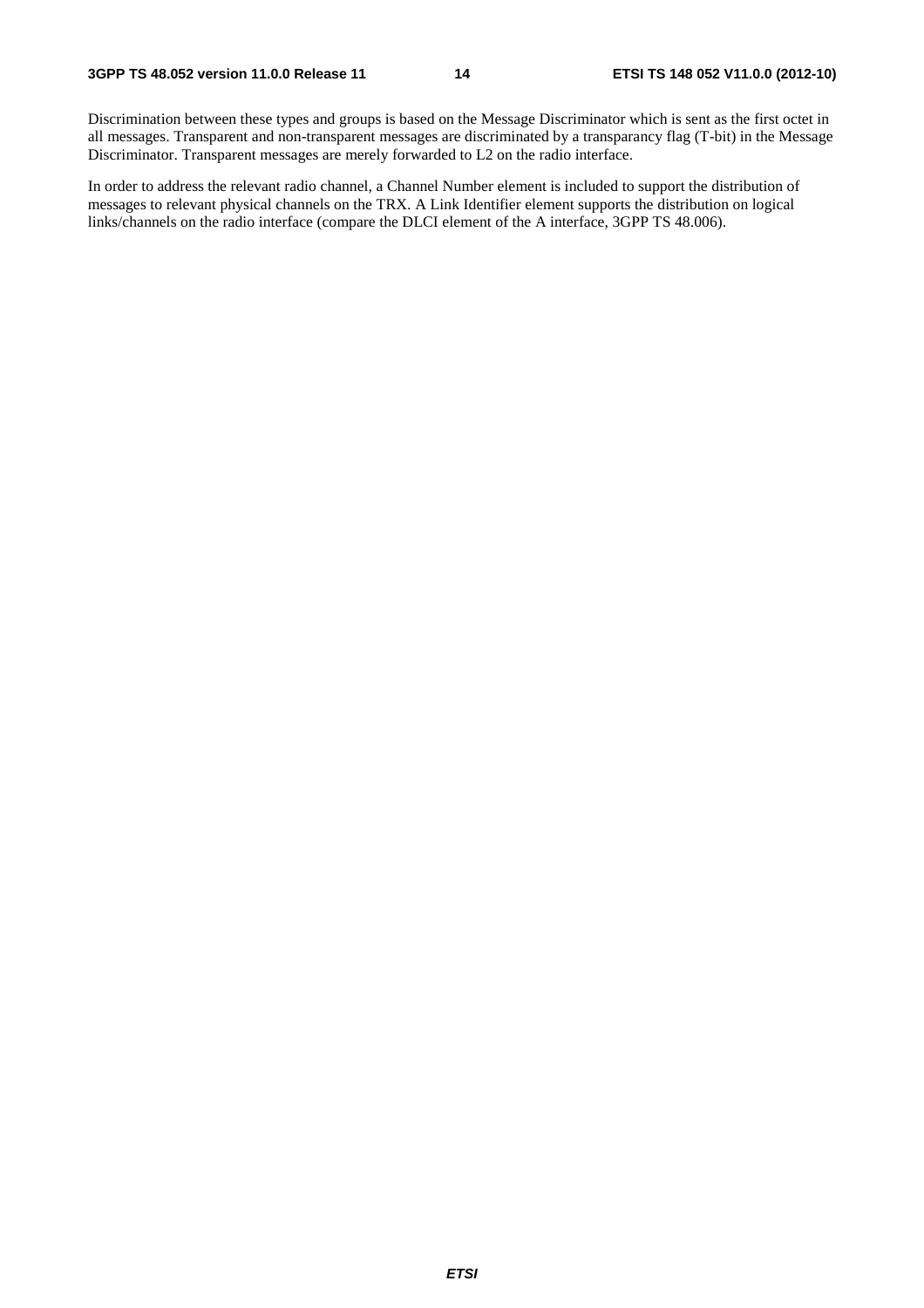Discrimination between these types and groups is based on the Message Discriminator which is sent as the first octet in all messages. Transparent and non-transparent messages are discriminated by a transparancy flag (T-bit) in the Message Discriminator. Transparent messages are merely forwarded to L2 on the radio interface.

In order to address the relevant radio channel, a Channel Number element is included to support the distribution of messages to relevant physical channels on the TRX. A Link Identifier element supports the distribution on logical links/channels on the radio interface (compare the DLCI element of the A interface, 3GPP TS 48.006).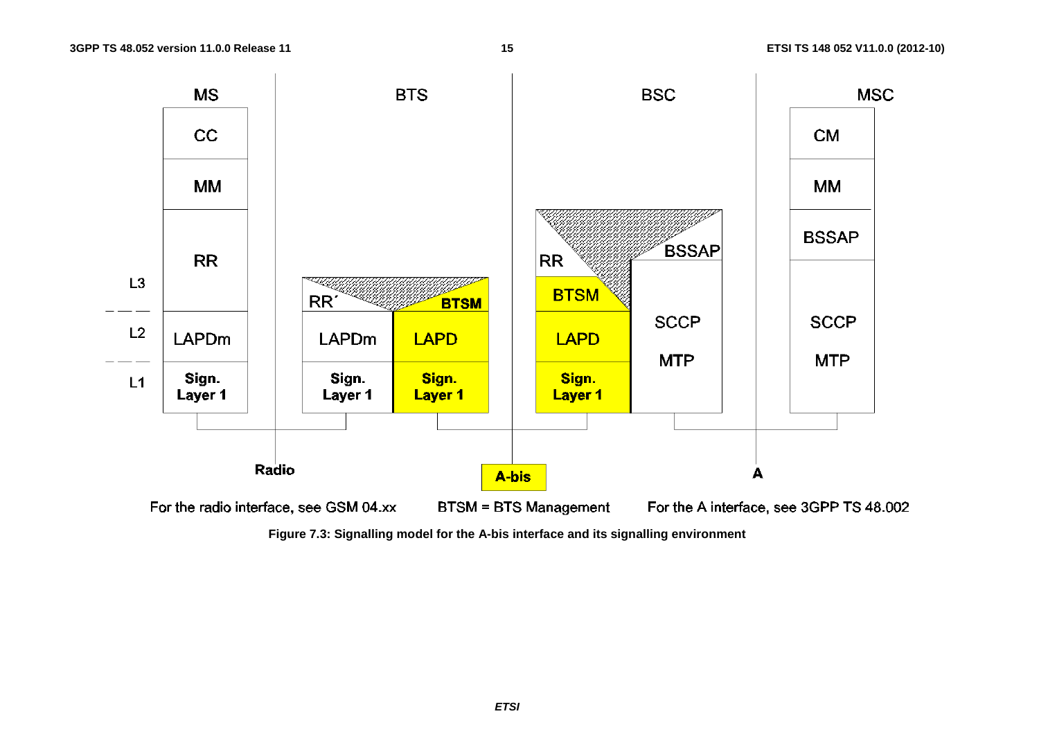For the radio interface, see GSM 04.xx    BTSM = BTS Management    For the A interface, see 3GPP TS 48.002

**Figure 7.3: Signalling model for the A-bis interface and its signalling environment**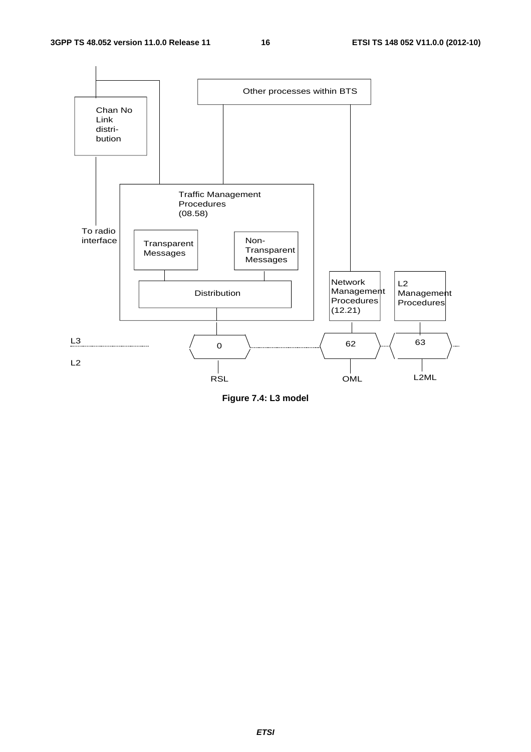Other processes within BTS

Chan No
Link
distri-
bution

To radio
interface

Traffic Management
Procedures
(08.58)

Transparent
Messages

Non-
Transparent
Messages

Distribution

Network
Management
Procedures
(12.21)

L2
Management
Procedures

L3

L2

0

62

63

RSL

OML

L2ML

**Figure 7.4: L3 model**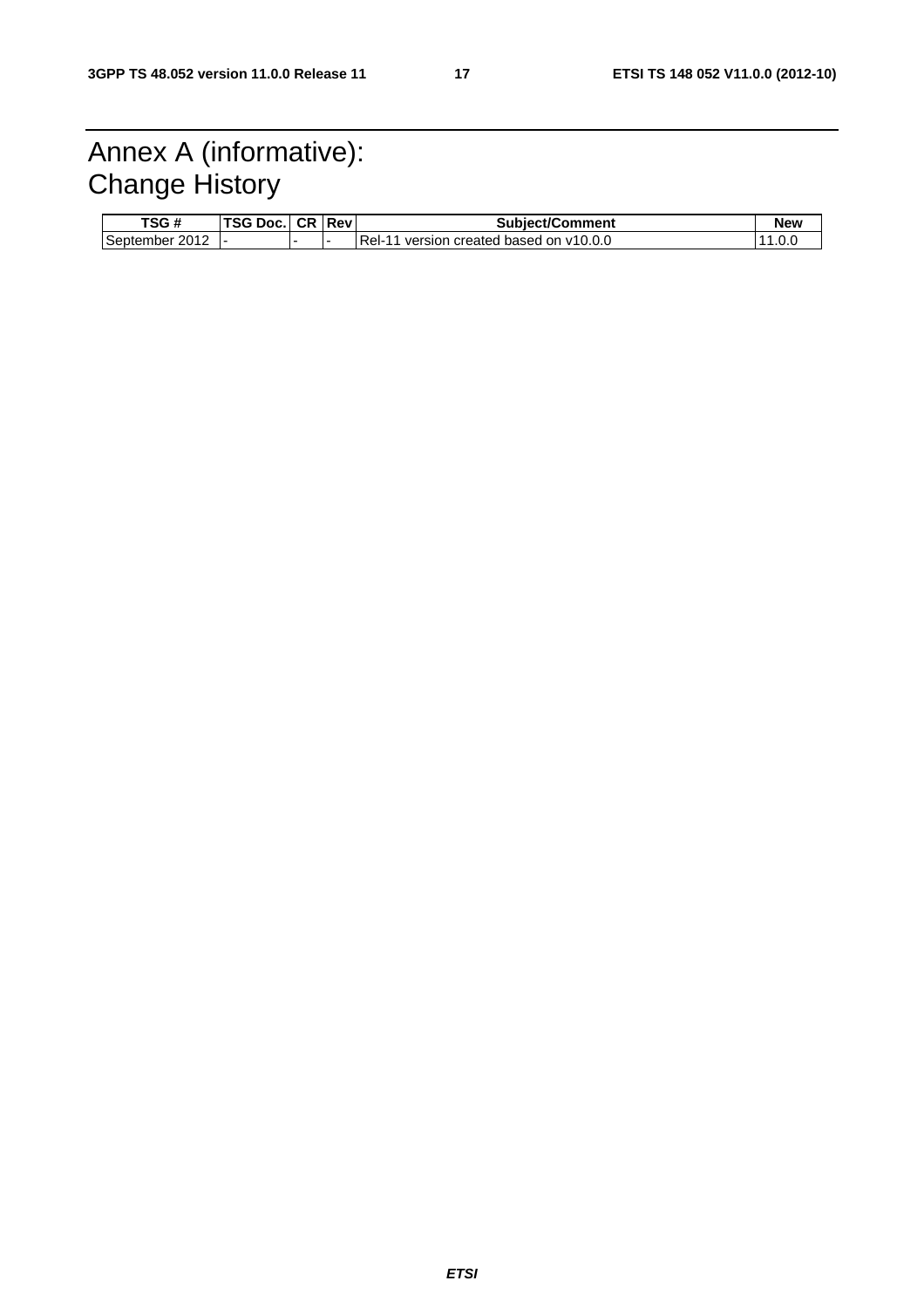# Annex A (informative): Change History

| TSG # | TSG Doc. | CR | Rev | Subject/Comment | New |
|---|---|---|---|---|---|
| September 2012 | - | - | - | Rel-11 version created based on v10.0.0 | 11.0.0 |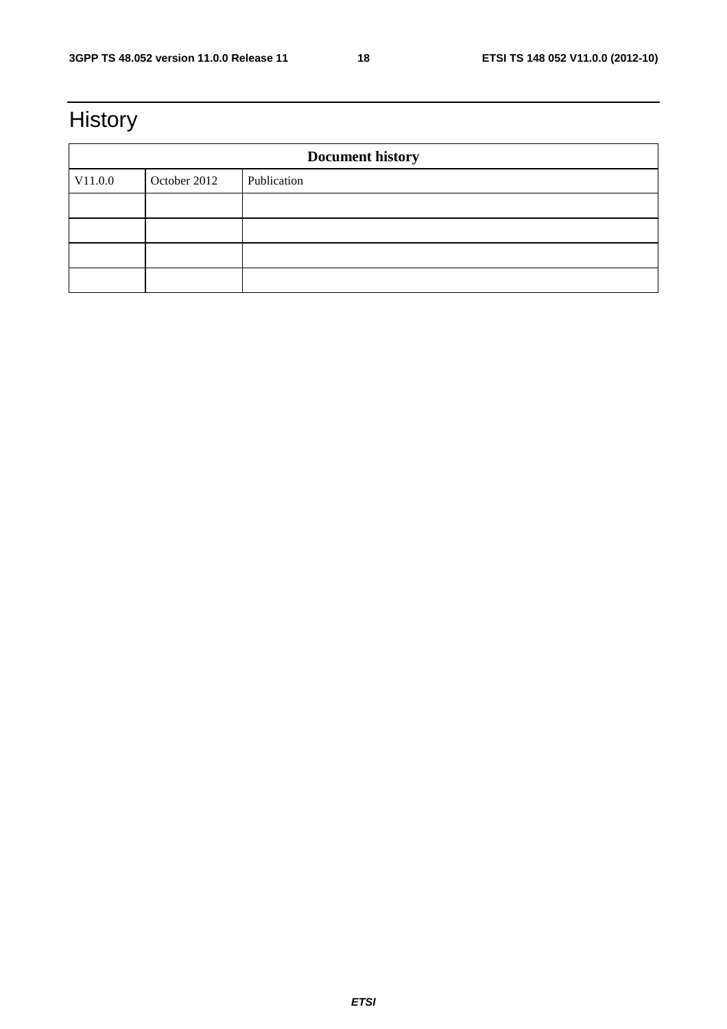# History

| Document history | | |
|---|---|---|
| V11.0.0 | October 2012 | Publication |
| | | |
| | | |
| | | |
| | | |